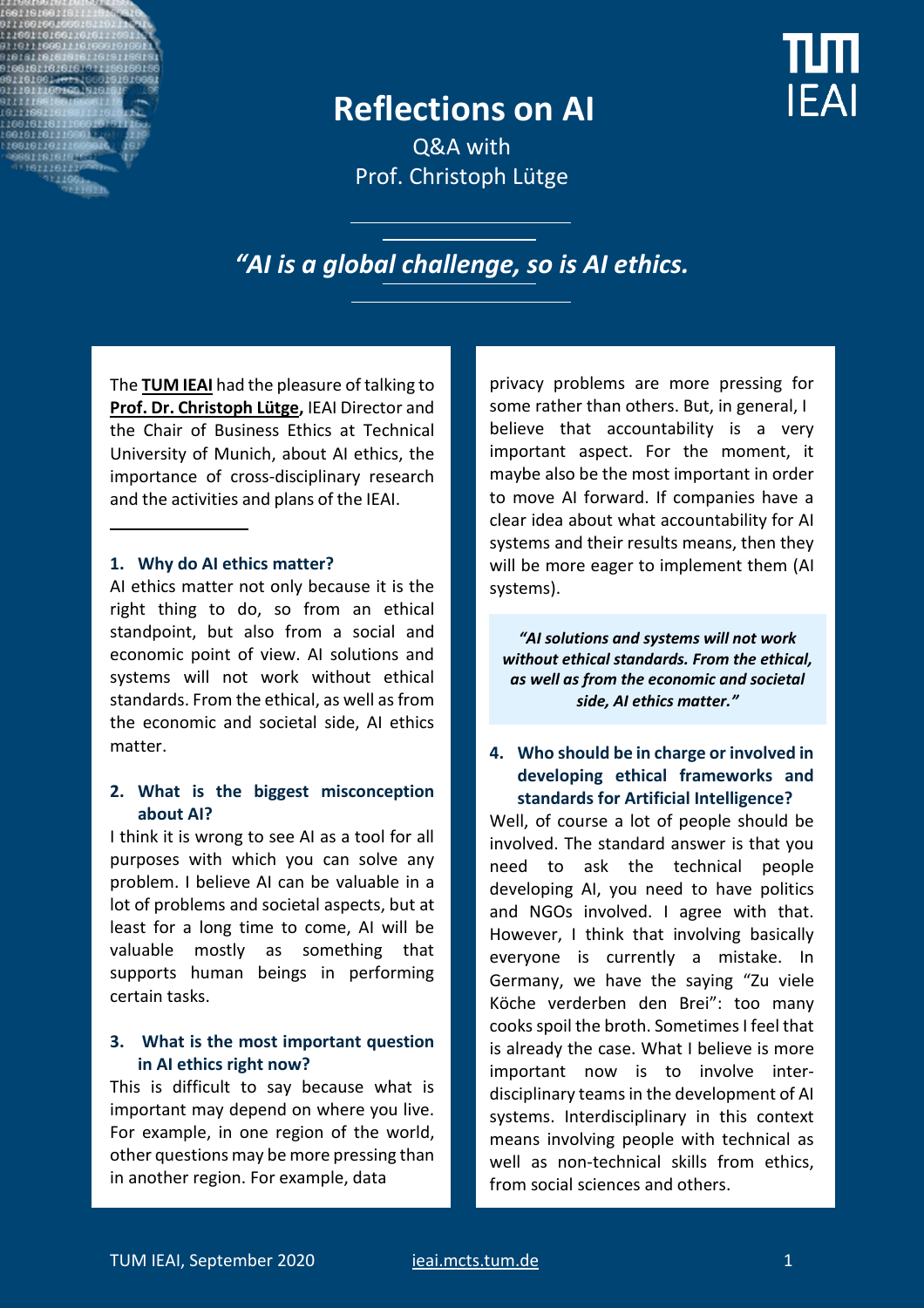# Reflections on AI

Q&A with
Prof. Christoph Lütge

*"AI is a global challenge, so is AI ethics.*

The **TUM IEAI** had the pleasure of talking to **Prof. Dr. Christoph Lütge,** IEAI Director and the Chair of Business Ethics at Technical University of Munich, about AI ethics, the importance of cross-disciplinary research and the activities and plans of the IEAI.

## 1. Why do AI ethics matter?

AI ethics matter not only because it is the right thing to do, so from an ethical standpoint, but also from a social and economic point of view. AI solutions and systems will not work without ethical standards. From the ethical, as well as from the economic and societal side, AI ethics matter.

## 2. What is the biggest misconception about AI?

I think it is wrong to see AI as a tool for all purposes with which you can solve any problem. I believe AI can be valuable in a lot of problems and societal aspects, but at least for a long time to come, AI will be valuable mostly as something that supports human beings in performing certain tasks.

## 3. What is the most important question in AI ethics right now?

This is difficult to say because what is important may depend on where you live. For example, in one region of the world, other questions may be more pressing than in another region. For example, data privacy problems are more pressing for some rather than others. But, in general, I believe that accountability is a very important aspect. For the moment, it maybe also be the most important in order to move AI forward. If companies have a clear idea about what accountability for AI systems and their results means, then they will be more eager to implement them (AI systems).

> ***"AI solutions and systems will not work without ethical standards. From the ethical, as well as from the economic and societal side, AI ethics matter."***

## 4. Who should be in charge or involved in developing ethical frameworks and standards for Artificial Intelligence?

Well, of course a lot of people should be involved. The standard answer is that you need to ask the technical people developing AI, you need to have politics and NGOs involved. I agree with that. However, I think that involving basically everyone is currently a mistake. In Germany, we have the saying "Zu viele Köche verderben den Brei": too many cooks spoil the broth. Sometimes I feel that is already the case. What I believe is more important now is to involve inter-disciplinary teams in the development of AI systems. Interdisciplinary in this context means involving people with technical as well as non-technical skills from ethics, from social sciences and others.

TUM IEAI, September 2020 ieai.mcts.tum.de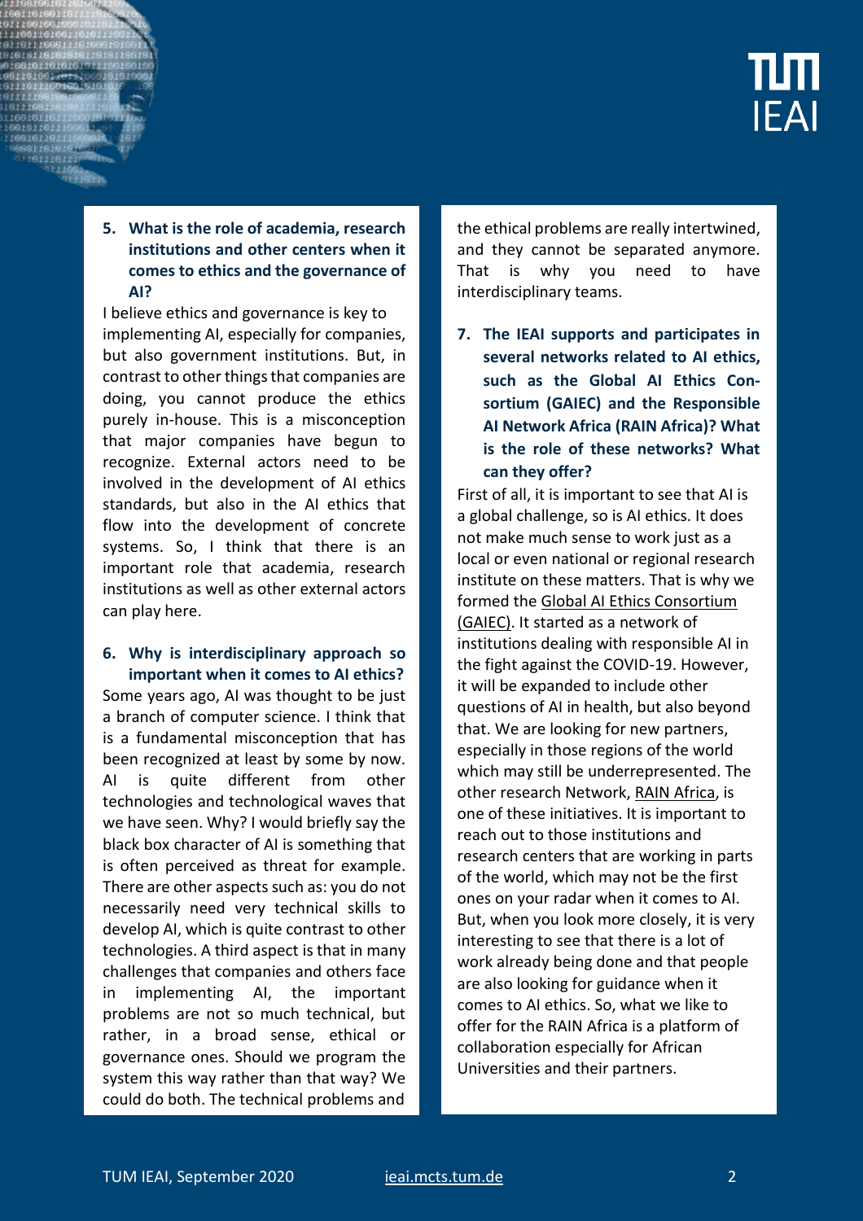**5. What is the role of academia, research institutions and other centers when it comes to ethics and the governance of AI?**

I believe ethics and governance is key to implementing AI, especially for companies, but also government institutions. But, in contrast to other things that companies are doing, you cannot produce the ethics purely in-house. This is a misconception that major companies have begun to recognize. External actors need to be involved in the development of AI ethics standards, but also in the AI ethics that flow into the development of concrete systems. So, I think that there is an important role that academia, research institutions as well as other external actors can play here.

**6. Why is interdisciplinary approach so important when it comes to AI ethics?**

Some years ago, AI was thought to be just a branch of computer science. I think that is a fundamental misconception that has been recognized at least by some by now. AI is quite different from other technologies and technological waves that we have seen. Why? I would briefly say the black box character of AI is something that is often perceived as threat for example. There are other aspects such as: you do not necessarily need very technical skills to develop AI, which is quite contrast to other technologies. A third aspect is that in many challenges that companies and others face in implementing AI, the important problems are not so much technical, but rather, in a broad sense, ethical or governance ones. Should we program the system this way rather than that way? We could do both. The technical problems and the ethical problems are really intertwined, and they cannot be separated anymore. That is why you need to have interdisciplinary teams.

**7. The IEAI supports and participates in several networks related to AI ethics, such as the Global AI Ethics Consortium (GAIEC) and the Responsible AI Network Africa (RAIN Africa)? What is the role of these networks? What can they offer?**

First of all, it is important to see that AI is a global challenge, so is AI ethics. It does not make much sense to work just as a local or even national or regional research institute on these matters. That is why we formed the Global AI Ethics Consortium (GAIEC). It started as a network of institutions dealing with responsible AI in the fight against the COVID-19. However, it will be expanded to include other questions of AI in health, but also beyond that. We are looking for new partners, especially in those regions of the world which may still be underrepresented. The other research Network, RAIN Africa, is one of these initiatives. It is important to reach out to those institutions and research centers that are working in parts of the world, which may not be the first ones on your radar when it comes to AI. But, when you look more closely, it is very interesting to see that there is a lot of work already being done and that people are also looking for guidance when it comes to AI ethics. So, what we like to offer for the RAIN Africa is a platform of collaboration especially for African Universities and their partners.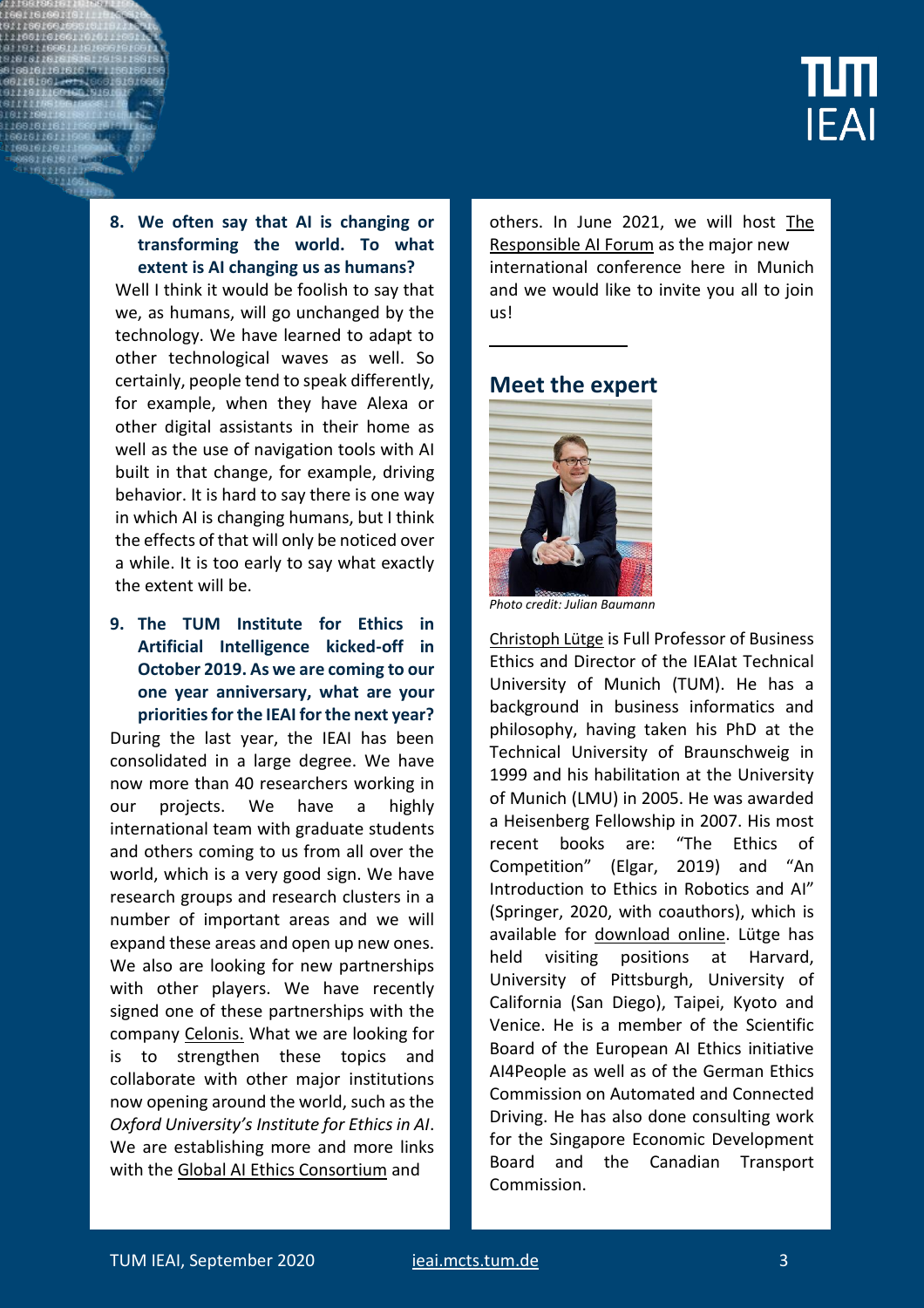**8. We often say that AI is changing or transforming the world. To what extent is AI changing us as humans?**

Well I think it would be foolish to say that we, as humans, will go unchanged by the technology. We have learned to adapt to other technological waves as well. So certainly, people tend to speak differently, for example, when they have Alexa or other digital assistants in their home as well as the use of navigation tools with AI built in that change, for example, driving behavior. It is hard to say there is one way in which AI is changing humans, but I think the effects of that will only be noticed over a while. It is too early to say what exactly the extent will be.

**9. The TUM Institute for Ethics in Artificial Intelligence kicked-off in October 2019. As we are coming to our one year anniversary, what are your priorities for the IEAI for the next year?**

During the last year, the IEAI has been consolidated in a large degree. We have now more than 40 researchers working in our projects. We have a highly international team with graduate students and others coming to us from all over the world, which is a very good sign. We have research groups and research clusters in a number of important areas and we will expand these areas and open up new ones. We also are looking for new partnerships with other players. We have recently signed one of these partnerships with the company Celonis. What we are looking for is to strengthen these topics and collaborate with other major institutions now opening around the world, such as the *Oxford University's Institute for Ethics in AI*. We are establishing more and more links with the Global AI Ethics Consortium and others. In June 2021, we will host The Responsible AI Forum as the major new international conference here in Munich and we would like to invite you all to join us!

## Meet the expert

*Photo credit: Julian Baumann*

Christoph Lütge is Full Professor of Business Ethics and Director of the IEAIat Technical University of Munich (TUM). He has a background in business informatics and philosophy, having taken his PhD at the Technical University of Braunschweig in 1999 and his habilitation at the University of Munich (LMU) in 2005. He was awarded a Heisenberg Fellowship in 2007. His most recent books are: "The Ethics of Competition" (Elgar, 2019) and "An Introduction to Ethics in Robotics and AI" (Springer, 2020, with coauthors), which is available for download online. Lütge has held visiting positions at Harvard, University of Pittsburgh, University of California (San Diego), Taipei, Kyoto and Venice. He is a member of the Scientific Board of the European AI Ethics initiative AI4People as well as of the German Ethics Commission on Automated and Connected Driving. He has also done consulting work for the Singapore Economic Development Board and the Canadian Transport Commission.